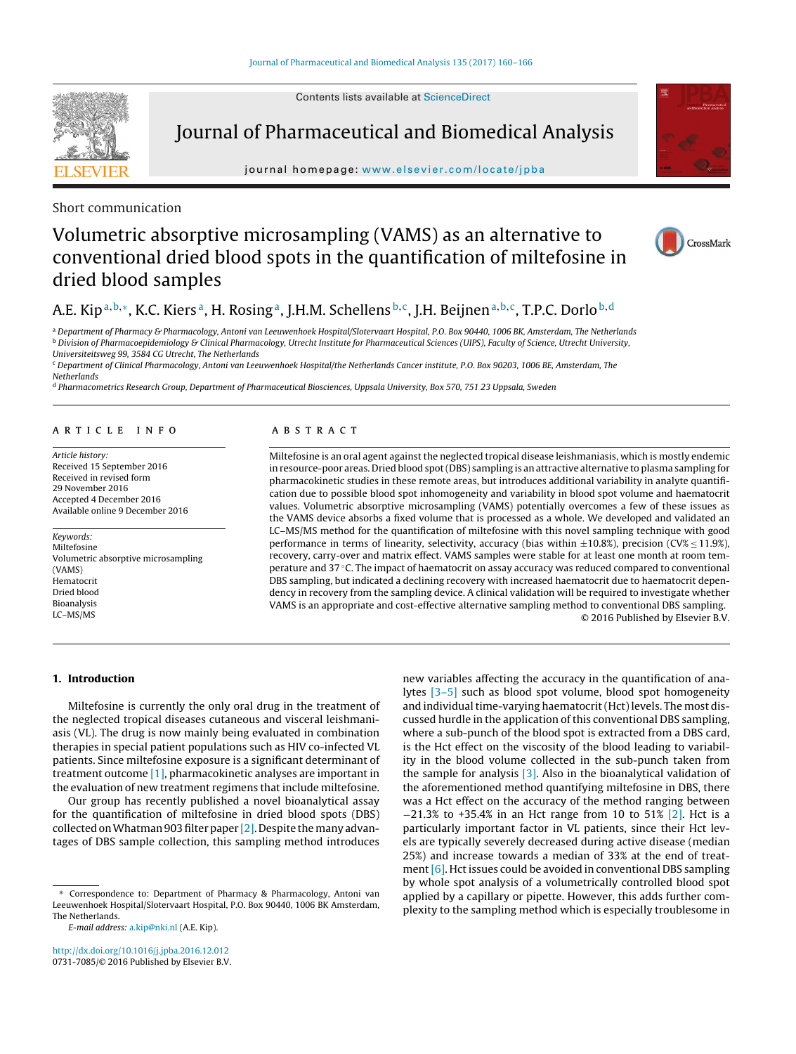Short communication

# Volumetric absorptive microsampling (VAMS) as an alternative to conventional dried blood spots in the quantification of miltefosine in dried blood samples

A.E. Kip [a,b,*], K.C. Kiers [a], H. Rosing [a], J.H.M. Schellens [b,c], J.H. Beijnen [a,b,c], T.P.C. Dorlo [b,d]

[a] Department of Pharmacy & Pharmacology, Antoni van Leeuwenhoek Hospital/Slotervaart Hospital, P.O. Box 90440, 1006 BK, Amsterdam, The Netherlands
[b] Division of Pharmacoepidemiology & Clinical Pharmacology, Utrecht Institute for Pharmaceutical Sciences (UIPS), Faculty of Science, Utrecht University, Universiteitsweg 99, 3584 CG Utrecht, The Netherlands
[c] Department of Clinical Pharmacology, Antoni van Leeuwenhoek Hospital/the Netherlands Cancer institute, P.O. Box 90203, 1006 BE, Amsterdam, The Netherlands
[d] Pharmacometrics Research Group, Department of Pharmaceutical Biosciences, Uppsala University, Box 570, 751 23 Uppsala, Sweden

## ARTICLE INFO

*Article history:*
Received 15 September 2016
Received in revised form 29 November 2016
Accepted 4 December 2016
Available online 9 December 2016

*Keywords:*
Miltefosine
Volumetric absorptive microsampling (VAMS)
Hematocrit
Dried blood
Bioanalysis
LC–MS/MS

## ABSTRACT

Miltefosine is an oral agent against the neglected tropical disease leishmaniasis, which is mostly endemic in resource-poor areas. Dried blood spot (DBS) sampling is an attractive alternative to plasma sampling for pharmacokinetic studies in these remote areas, but introduces additional variability in analyte quantification due to possible blood spot inhomogeneity and variability in blood spot volume and haematocrit values. Volumetric absorptive microsampling (VAMS) potentially overcomes a few of these issues as the VAMS device absorbs a fixed volume that is processed as a whole. We developed and validated an LC–MS/MS method for the quantification of miltefosine with this novel sampling technique with good performance in terms of linearity, selectivity, accuracy (bias within ±10.8%), precision (CV% ≤ 11.9%), recovery, carry-over and matrix effect. VAMS samples were stable for at least one month at room temperature and 37 °C. The impact of haematocrit on assay accuracy was reduced compared to conventional DBS sampling, but indicated a declining recovery with increased haematocrit due to haematocrit dependency in recovery from the sampling device. A clinical validation will be required to investigate whether VAMS is an appropriate and cost-effective alternative sampling method to conventional DBS sampling.

© 2016 Published by Elsevier B.V.

## 1. Introduction

Miltefosine is currently the only oral drug in the treatment of the neglected tropical diseases cutaneous and visceral leishmaniasis (VL). The drug is now mainly being evaluated in combination therapies in special patient populations such as HIV co-infected VL patients. Since miltefosine exposure is a significant determinant of treatment outcome [1], pharmacokinetic analyses are important in the evaluation of new treatment regimens that include miltefosine.

Our group has recently published a novel bioanalytical assay for the quantification of miltefosine in dried blood spots (DBS) collected on Whatman 903 filter paper [2]. Despite the many advantages of DBS sample collection, this sampling method introduces new variables affecting the accuracy in the quantification of analytes [3–5] such as blood spot volume, blood spot homogeneity and individual time-varying haematocrit (Hct) levels. The most discussed hurdle in the application of this conventional DBS sampling, where a sub-punch of the blood spot is extracted from a DBS card, is the Hct effect on the viscosity of the blood leading to variability in the blood volume collected in the sub-punch taken from the sample for analysis [3]. Also in the bioanalytical validation of the aforementioned method quantifying miltefosine in DBS, there was a Hct effect on the accuracy of the method ranging between −21.3% to +35.4% in an Hct range from 10 to 51% [2]. Hct is a particularly important factor in VL patients, since their Hct levels are typically severely decreased during active disease (median 25%) and increase towards a median of 33% at the end of treatment [6]. Hct issues could be avoided in conventional DBS sampling by whole spot analysis of a volumetrically controlled blood spot applied by a capillary or pipette. However, this adds further complexity to the sampling method which is especially troublesome in

* Correspondence to: Department of Pharmacy & Pharmacology, Antoni van Leeuwenhoek Hospital/Slotervaart Hospital, P.O. Box 90440, 1006 BK Amsterdam, The Netherlands.
*E-mail address:* a.kip@nki.nl (A.E. Kip).

http://dx.doi.org/10.1016/j.jpba.2016.12.012
0731-7085/© 2016 Published by Elsevier B.V.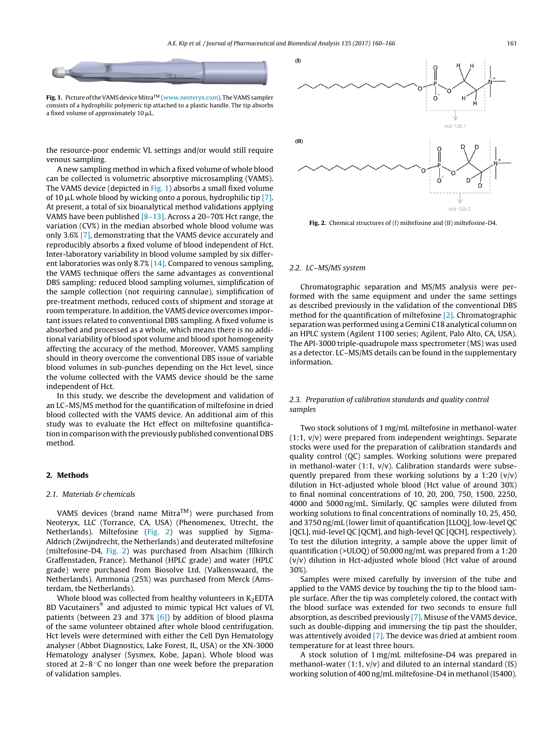**Fig. 1.** Picture of the VAMS device Mitra™ (www.neoteryx.com). The VAMS sampler consists of a hydrophilic polymeric tip attached to a plastic handle. The tip absorbs a fixed volume of approximately 10 μL.

the resource-poor endemic VL settings and/or would still require venous sampling.

A new sampling method in which a fixed volume of whole blood can be collected is volumetric absorptive microsampling (VAMS). The VAMS device (depicted in Fig. 1) absorbs a small fixed volume of 10 μL whole blood by wicking onto a porous, hydrophilic tip [7]. At present, a total of six bioanalytical method validations applying VAMS have been published [8–13]. Across a 20–70% Hct range, the variation (CV%) in the median absorbed whole blood volume was only 3.6% [7], demonstrating that the VAMS device accurately and reproducibly absorbs a fixed volume of blood independent of Hct. Inter-laboratory variability in blood volume sampled by six different laboratories was only 8.7% [14]. Compared to venous sampling, the VAMS technique offers the same advantages as conventional DBS sampling: reduced blood sampling volumes, simplification of the sample collection (not requiring cannulae), simplification of pre-treatment methods, reduced costs of shipment and storage at room temperature. In addition, the VAMS device overcomes important issues related to conventional DBS sampling. A fixed volume is absorbed and processed as a whole, which means there is no additional variability of blood spot volume and blood spot homogeneity affecting the accuracy of the method. Moreover, VAMS sampling should in theory overcome the conventional DBS issue of variable blood volumes in sub-punches depending on the Hct level, since the volume collected with the VAMS device should be the same independent of Hct.

In this study, we describe the development and validation of an LC–MS/MS method for the quantification of miltefosine in dried blood collected with the VAMS device. An additional aim of this study was to evaluate the Hct effect on miltefosine quantification in comparison with the previously published conventional DBS method.

## 2. Methods

### 2.1. Materials & chemicals

VAMS devices (brand name Mitra™) were purchased from Neoteryx, LLC (Torrance, CA, USA) (Phenomenex, Utrecht, the Netherlands). Miltefosine (Fig. 2) was supplied by Sigma-Aldrich (Zwijndrecht, the Netherlands) and deuterated miltefosine (miltefosine-D4, Fig. 2) was purchased from Alsachim (Illkirch Graffenstaden, France). Methanol (HPLC grade) and water (HPLC grade) were purchased from Biosolve Ltd. (Valkenswaard, the Netherlands). Ammonia (25%) was purchased from Merck (Amsterdam, the Netherlands).

Whole blood was collected from healthy volunteers in $K_2$EDTA BD Vacutainers® and adjusted to mimic typical Hct values of VL patients (between 23 and 37% [6]) by addition of blood plasma of the same volunteer obtained after whole blood centrifugation. Hct levels were determined with either the Cell Dyn Hematology analyser (Abbot Diagnostics, Lake Forest, IL, USA) or the XN-3000 Hematology analyser (Sysmex, Kobe, Japan). Whole blood was stored at 2–8 °C no longer than one week before the preparation of validation samples.

(I)

*m/z* 125.1

(II)

*m/z* 129.2

**Fig. 2.** Chemical structures of (I) miltefosine and (II) miltefosine-D4.

### 2.2. LC–MS/MS system

Chromatographic separation and MS/MS analysis were performed with the same equipment and under the same settings as described previously in the validation of the conventional DBS method for the quantification of miltefosine [2]. Chromatographic separation was performed using a Gemini C18 analytical column on an HPLC system (Agilent 1100 series; Agilent, Palo Alto, CA, USA). The API-3000 triple-quadrupole mass spectrometer (MS) was used as a detector. LC–MS/MS details can be found in the supplementary information.

### 2.3. Preparation of calibration standards and quality control samples

Two stock solutions of 1 mg/mL miltefosine in methanol-water (1:1, v/v) were prepared from independent weightings. Separate stocks were used for the preparation of calibration standards and quality control (QC) samples. Working solutions were prepared in methanol-water (1:1, v/v). Calibration standards were subsequently prepared from these working solutions by a 1:20 (v/v) dilution in Hct-adjusted whole blood (Hct value of around 30%) to final nominal concentrations of 10, 20, 200, 750, 1500, 2250, 4000 and 5000 ng/mL. Similarly, QC samples were diluted from working solutions to final concentrations of nominally 10, 25, 450, and 3750 ng/mL (lower limit of quantification [LLOQ], low-level QC [QCL], mid-level QC [QCM], and high-level QC [QCH], respectively). To test the dilution integrity, a sample above the upper limit of quantification (>ULOQ) of 50,000 ng/mL was prepared from a 1:20 (v/v) dilution in Hct-adjusted whole blood (Hct value of around 30%).

Samples were mixed carefully by inversion of the tube and applied to the VAMS device by touching the tip to the blood sample surface. After the tip was completely colored, the contact with the blood surface was extended for two seconds to ensure full absorption, as described previously [7]. Misuse of the VAMS device, such as double-dipping and immersing the tip past the shoulder, was attentively avoided [7]. The device was dried at ambient room temperature for at least three hours.

A stock solution of 1 mg/mL miltefosine-D4 was prepared in methanol-water (1:1, v/v) and diluted to an internal standard (IS) working solution of 400 ng/mL miltefosine-D4 in methanol (IS400).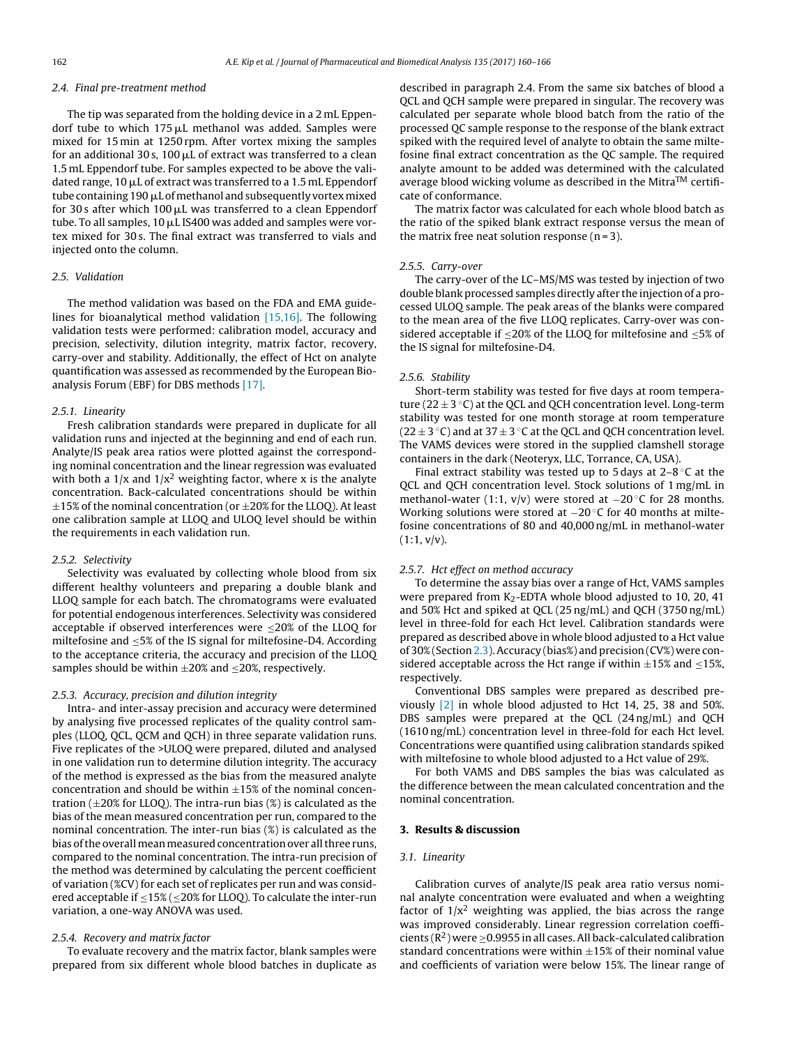### 2.4. Final pre-treatment method

The tip was separated from the holding device in a 2 mL Eppendorf tube to which 175 μL methanol was added. Samples were mixed for 15 min at 1250 rpm. After vortex mixing the samples for an additional 30 s, 100 μL of extract was transferred to a clean 1.5 mL Eppendorf tube. For samples expected to be above the validated range, 10 μL of extract was transferred to a 1.5 mL Eppendorf tube containing 190 μL of methanol and subsequently vortex mixed for 30 s after which 100 μL was transferred to a clean Eppendorf tube. To all samples, 10 μL IS400 was added and samples were vortex mixed for 30 s. The final extract was transferred to vials and injected onto the column.

### 2.5. Validation

The method validation was based on the FDA and EMA guidelines for bioanalytical method validation [15,16]. The following validation tests were performed: calibration model, accuracy and precision, selectivity, dilution integrity, matrix factor, recovery, carry-over and stability. Additionally, the effect of Hct on analyte quantification was assessed as recommended by the European Bioanalysis Forum (EBF) for DBS methods [17].

#### 2.5.1. Linearity

Fresh calibration standards were prepared in duplicate for all validation runs and injected at the beginning and end of each run. Analyte/IS peak area ratios were plotted against the corresponding nominal concentration and the linear regression was evaluated with both a $1/x$ and $1/x^2$ weighting factor, where x is the analyte concentration. Back-calculated concentrations should be within ±15% of the nominal concentration (or ±20% for the LLOQ). At least one calibration sample at LLOQ and ULOQ level should be within the requirements in each validation run.

#### 2.5.2. Selectivity

Selectivity was evaluated by collecting whole blood from six different healthy volunteers and preparing a double blank and LLOQ sample for each batch. The chromatograms were evaluated for potential endogenous interferences. Selectivity was considered acceptable if observed interferences were ≤20% of the LLOQ for miltefosine and ≤5% of the IS signal for miltefosine-D4. According to the acceptance criteria, the accuracy and precision of the LLOQ samples should be within ±20% and ≤20%, respectively.

#### 2.5.3. Accuracy, precision and dilution integrity

Intra- and inter-assay precision and accuracy were determined by analysing five processed replicates of the quality control samples (LLOQ, QCL, QCM and QCH) in three separate validation runs. Five replicates of the >ULOQ were prepared, diluted and analysed in one validation run to determine dilution integrity. The accuracy of the method is expressed as the bias from the measured analyte concentration and should be within ±15% of the nominal concentration (±20% for LLOQ). The intra-run bias (%) is calculated as the bias of the mean measured concentration per run, compared to the nominal concentration. The inter-run bias (%) is calculated as the bias of the overall mean measured concentration over all three runs, compared to the nominal concentration. The intra-run precision of the method was determined by calculating the percent coefficient of variation (%CV) for each set of replicates per run and was considered acceptable if ≤15% (≤20% for LLOQ). To calculate the inter-run variation, a one-way ANOVA was used.

#### 2.5.4. Recovery and matrix factor

To evaluate recovery and the matrix factor, blank samples were prepared from six different whole blood batches in duplicate as described in paragraph 2.4. From the same six batches of blood a QCL and QCH sample were prepared in singular. The recovery was calculated per separate whole blood batch from the ratio of the processed QC sample response to the response of the blank extract spiked with the required level of analyte to obtain the same miltefosine final extract concentration as the QC sample. The required analyte amount to be added was determined with the calculated average blood wicking volume as described in the Mitra™ certificate of conformance.

The matrix factor was calculated for each whole blood batch as the ratio of the spiked blank extract response versus the mean of the matrix free neat solution response (n = 3).

#### 2.5.5. Carry-over

The carry-over of the LC–MS/MS was tested by injection of two double blank processed samples directly after the injection of a processed ULOQ sample. The peak areas of the blanks were compared to the mean area of the five LLOQ replicates. Carry-over was considered acceptable if ≤20% of the LLOQ for miltefosine and ≤5% of the IS signal for miltefosine-D4.

#### 2.5.6. Stability

Short-term stability was tested for five days at room temperature (22 ± 3 °C) at the QCL and QCH concentration level. Long-term stability was tested for one month storage at room temperature (22 ± 3 °C) and at 37 ± 3 °C at the QCL and QCH concentration level. The VAMS devices were stored in the supplied clamshell storage containers in the dark (Neoteryx, LLC, Torrance, CA, USA).

Final extract stability was tested up to 5 days at 2–8 °C at the QCL and QCH concentration level. Stock solutions of 1 mg/mL in methanol-water (1:1, v/v) were stored at −20 °C for 28 months. Working solutions were stored at −20 °C for 40 months at miltefosine concentrations of 80 and 40,000 ng/mL in methanol-water (1:1, v/v).

#### 2.5.7. Hct effect on method accuracy

To determine the assay bias over a range of Hct, VAMS samples were prepared from $K_2$-EDTA whole blood adjusted to 10, 20, 41 and 50% Hct and spiked at QCL (25 ng/mL) and QCH (3750 ng/mL) level in three-fold for each Hct level. Calibration standards were prepared as described above in whole blood adjusted to a Hct value of 30% (Section 2.3). Accuracy (bias%) and precision (CV%) were considered acceptable across the Hct range if within ±15% and ≤15%, respectively.

Conventional DBS samples were prepared as described previously [2] in whole blood adjusted to Hct 14, 25, 38 and 50%. DBS samples were prepared at the QCL (24 ng/mL) and QCH (1610 ng/mL) concentration level in three-fold for each Hct level. Concentrations were quantified using calibration standards spiked with miltefosine to whole blood adjusted to a Hct value of 29%.

For both VAMS and DBS samples the bias was calculated as the difference between the mean calculated concentration and the nominal concentration.

## 3. Results & discussion

### 3.1. Linearity

Calibration curves of analyte/IS peak area ratio versus nominal analyte concentration were evaluated and when a weighting factor of $1/x^2$ weighting was applied, the bias across the range was improved considerably. Linear regression correlation coefficients ($R^2$) were ≥0.9955 in all cases. All back-calculated calibration standard concentrations were within ±15% of their nominal value and coefficients of variation were below 15%. The linear range of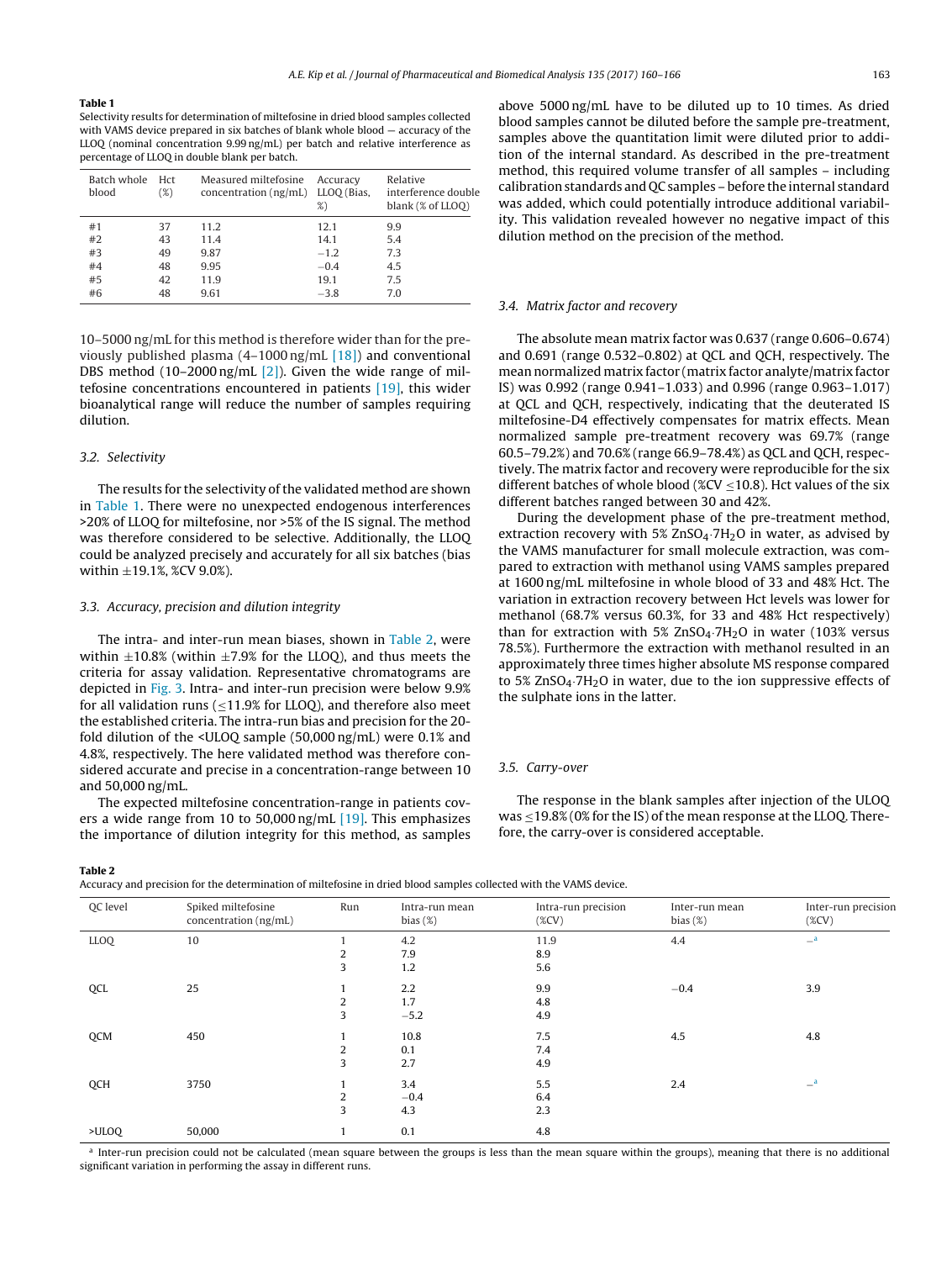**Table 1**
Selectivity results for determination of miltefosine in dried blood samples collected with VAMS device prepared in six batches of blank whole blood — accuracy of the LLOQ (nominal concentration 9.99 ng/mL) per batch and relative interference as percentage of LLOQ in double blank per batch.

| Batch whole blood | Hct (%) | Measured miltefosine concentration (ng/mL) | Accuracy LLOQ (Bias, %) | Relative interference double blank (% of LLOQ) |
|---|---|---|---|---|
| #1 | 37 | 11.2 | 12.1 | 9.9 |
| #2 | 43 | 11.4 | 14.1 | 5.4 |
| #3 | 49 | 9.87 | −1.2 | 7.3 |
| #4 | 48 | 9.95 | −0.4 | 4.5 |
| #5 | 42 | 11.9 | 19.1 | 7.5 |
| #6 | 48 | 9.61 | −3.8 | 7.0 |

10–5000 ng/mL for this method is therefore wider than for the previously published plasma (4–1000 ng/mL [18]) and conventional DBS method (10–2000 ng/mL [2]). Given the wide range of miltefosine concentrations encountered in patients [19], this wider bioanalytical range will reduce the number of samples requiring dilution.

### 3.2. Selectivity

The results for the selectivity of the validated method are shown in Table 1. There were no unexpected endogenous interferences >20% of LLOQ for miltefosine, nor >5% of the IS signal. The method was therefore considered to be selective. Additionally, the LLOQ could be analyzed precisely and accurately for all six batches (bias within ±19.1%, %CV 9.0%).

### 3.3. Accuracy, precision and dilution integrity

The intra- and inter-run mean biases, shown in Table 2, were within ±10.8% (within ±7.9% for the LLOQ), and thus meets the criteria for assay validation. Representative chromatograms are depicted in Fig. 3. Intra- and inter-run precision were below 9.9% for all validation runs (≤11.9% for LLOQ), and therefore also meet the established criteria. The intra-run bias and precision for the 20-fold dilution of the <ULOQ sample (50,000 ng/mL) were 0.1% and 4.8%, respectively. The here validated method was therefore considered accurate and precise in a concentration-range between 10 and 50,000 ng/mL.

The expected miltefosine concentration-range in patients covers a wide range from 10 to 50,000 ng/mL [19]. This emphasizes the importance of dilution integrity for this method, as samples above 5000 ng/mL have to be diluted up to 10 times. As dried blood samples cannot be diluted before the sample pre-treatment, samples above the quantitation limit were diluted prior to addition of the internal standard. As described in the pre-treatment method, this required volume transfer of all samples – including calibration standards and QC samples – before the internal standard was added, which could potentially introduce additional variability. This validation revealed however no negative impact of this dilution method on the precision of the method.

### 3.4. Matrix factor and recovery

The absolute mean matrix factor was 0.637 (range 0.606–0.674) and 0.691 (range 0.532–0.802) at QCL and QCH, respectively. The mean normalized matrix factor (matrix factor analyte/matrix factor IS) was 0.992 (range 0.941–1.033) and 0.996 (range 0.963–1.017) at QCL and QCH, respectively, indicating that the deuterated IS miltefosine-D4 effectively compensates for matrix effects. Mean normalized sample pre-treatment recovery was 69.7% (range 60.5–79.2%) and 70.6% (range 66.9–78.4%) as QCL and QCH, respectively. The matrix factor and recovery were reproducible for the six different batches of whole blood (%CV ≤10.8). Hct values of the six different batches ranged between 30 and 42%.

During the development phase of the pre-treatment method, extraction recovery with 5% $ZnSO_4{\cdot}7H_2O$ in water, as advised by the VAMS manufacturer for small molecule extraction, was compared to extraction with methanol using VAMS samples prepared at 1600 ng/mL miltefosine in whole blood of 33 and 48% Hct. The variation in extraction recovery between Hct levels was lower for methanol (68.7% versus 60.3%, for 33 and 48% Hct respectively) than for extraction with 5% $ZnSO_4{\cdot}7H_2O$ in water (103% versus 78.5%). Furthermore the extraction with methanol resulted in an approximately three times higher absolute MS response compared to 5% $ZnSO_4{\cdot}7H_2O$ in water, due to the ion suppressive effects of the sulphate ions in the latter.

### 3.5. Carry-over

The response in the blank samples after injection of the ULOQ was ≤19.8% (0% for the IS) of the mean response at the LLOQ. Therefore, the carry-over is considered acceptable.

**Table 2**
Accuracy and precision for the determination of miltefosine in dried blood samples collected with the VAMS device.

| QC level | Spiked miltefosine concentration (ng/mL) | Run | Intra-run mean bias (%) | Intra-run precision (%CV) | Inter-run mean bias (%) | Inter-run precision (%CV) |
|---|---|---|---|---|---|---|
| LLOQ | 10 | 1 | 4.2 | 11.9 | 4.4 | –[a] |
| | | 2 | 7.9 | 8.9 | | |
| | | 3 | 1.2 | 5.6 | | |
| QCL | 25 | 1 | 2.2 | 9.9 | −0.4 | 3.9 |
| | | 2 | 1.7 | 4.8 | | |
| | | 3 | −5.2 | 4.9 | | |
| QCM | 450 | 1 | 10.8 | 7.5 | 4.5 | 4.8 |
| | | 2 | 0.1 | 7.4 | | |
| | | 3 | 2.7 | 4.9 | | |
| QCH | 3750 | 1 | 3.4 | 5.5 | 2.4 | –[a] |
| | | 2 | −0.4 | 6.4 | | |
| | | 3 | 4.3 | 2.3 | | |
| >ULOQ | 50,000 | 1 | 0.1 | 4.8 | | |

[a] Inter-run precision could not be calculated (mean square between the groups is less than the mean square within the groups), meaning that there is no additional significant variation in performing the assay in different runs.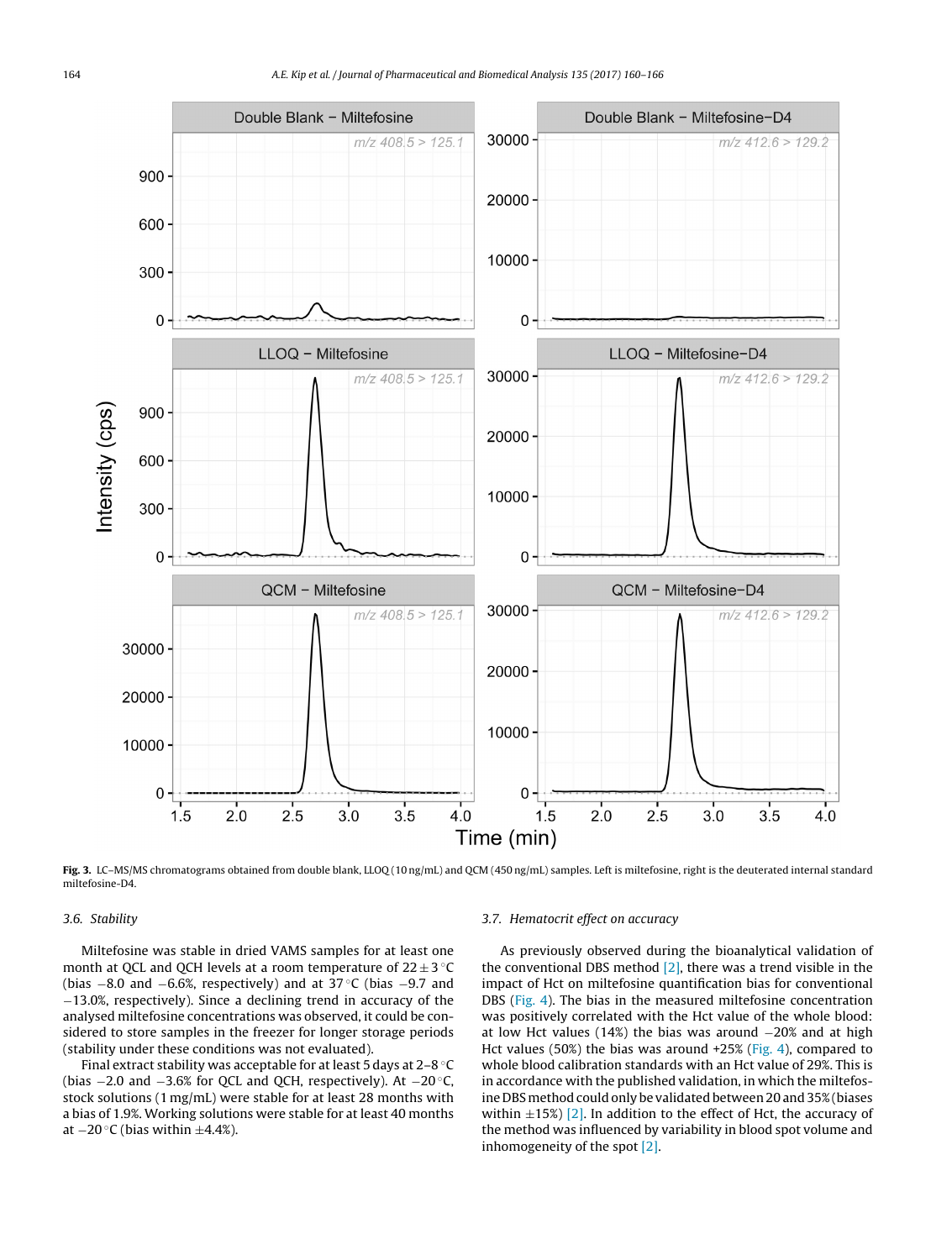Fig. 3. LC–MS/MS chromatograms obtained from double blank, LLOQ (10 ng/mL) and QCM (450 ng/mL) samples. Left is miltefosine, right is the deuterated internal standard miltefosine-D4.

### 3.6. Stability

Miltefosine was stable in dried VAMS samples for at least one month at QCL and QCH levels at a room temperature of 22 ± 3 °C (bias −8.0 and −6.6%, respectively) and at 37 °C (bias −9.7 and −13.0%, respectively). Since a declining trend in accuracy of the analysed miltefosine concentrations was observed, it could be considered to store samples in the freezer for longer storage periods (stability under these conditions was not evaluated).

Final extract stability was acceptable for at least 5 days at 2–8 °C (bias −2.0 and −3.6% for QCL and QCH, respectively). At −20 °C, stock solutions (1 mg/mL) were stable for at least 28 months with a bias of 1.9%. Working solutions were stable for at least 40 months at −20 °C (bias within ±4.4%).

### 3.7. Hematocrit effect on accuracy

As previously observed during the bioanalytical validation of the conventional DBS method [2], there was a trend visible in the impact of Hct on miltefosine quantification bias for conventional DBS (Fig. 4). The bias in the measured miltefosine concentration was positively correlated with the Hct value of the whole blood: at low Hct values (14%) the bias was around −20% and at high Hct values (50%) the bias was around +25% (Fig. 4), compared to whole blood calibration standards with an Hct value of 29%. This is in accordance with the published validation, in which the miltefosine DBS method could only be validated between 20 and 35% (biases within ±15%) [2]. In addition to the effect of Hct, the accuracy of the method was influenced by variability in blood spot volume and inhomogeneity of the spot [2].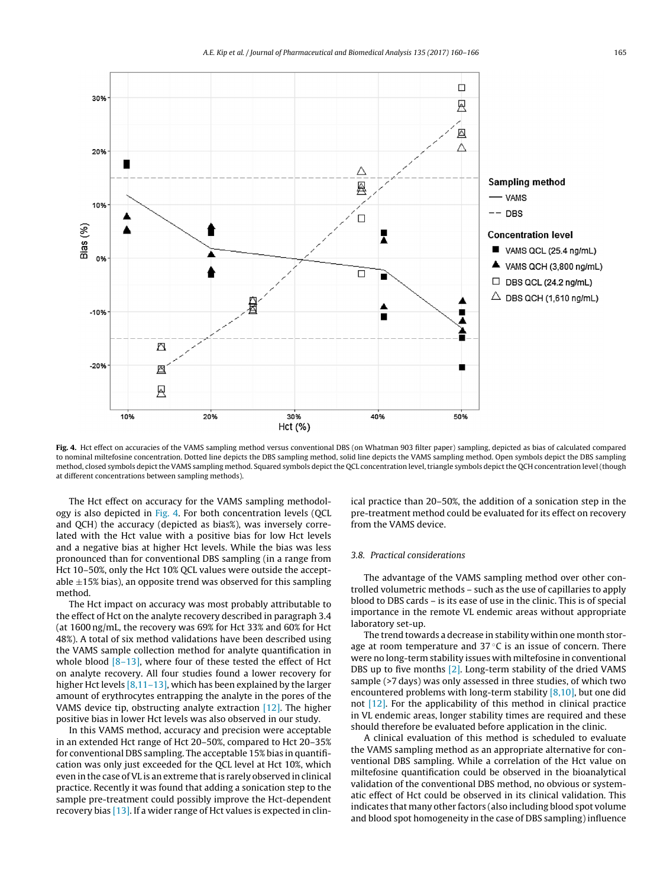**Fig. 4.** Hct effect on accuracies of the VAMS sampling method versus conventional DBS (on Whatman 903 filter paper) sampling, depicted as bias of calculated compared to nominal miltefosine concentration. Dotted line depicts the DBS sampling method, solid line depicts the VAMS sampling method. Open symbols depict the DBS sampling method, closed symbols depict the VAMS sampling method. Squared symbols depict the QCL concentration level, triangle symbols depict the QCH concentration level (though at different concentrations between sampling methods).

The Hct effect on accuracy for the VAMS sampling methodology is also depicted in Fig. 4. For both concentration levels (QCL and QCH) the accuracy (depicted as bias%), was inversely correlated with the Hct value with a positive bias for low Hct levels and a negative bias at higher Hct levels. While the bias was less pronounced than for conventional DBS sampling (in a range from Hct 10–50%, only the Hct 10% QCL values were outside the acceptable ±15% bias), an opposite trend was observed for this sampling method.

The Hct impact on accuracy was most probably attributable to the effect of Hct on the analyte recovery described in paragraph 3.4 (at 1600 ng/mL, the recovery was 69% for Hct 33% and 60% for Hct 48%). A total of six method validations have been described using the VAMS sample collection method for analyte quantification in whole blood [8–13], where four of these tested the effect of Hct on analyte recovery. All four studies found a lower recovery for higher Hct levels [8,11–13], which has been explained by the larger amount of erythrocytes entrapping the analyte in the pores of the VAMS device tip, obstructing analyte extraction [12]. The higher positive bias in lower Hct levels was also observed in our study.

In this VAMS method, accuracy and precision were acceptable in an extended Hct range of Hct 20–50%, compared to Hct 20–35% for conventional DBS sampling. The acceptable 15% bias in quantification was only just exceeded for the QCL level at Hct 10%, which even in the case of VL is an extreme that is rarely observed in clinical practice. Recently it was found that adding a sonication step to the sample pre-treatment could possibly improve the Hct-dependent recovery bias [13]. If a wider range of Hct values is expected in clinical practice than 20–50%, the addition of a sonication step in the pre-treatment method could be evaluated for its effect on recovery from the VAMS device.

### 3.8. Practical considerations

The advantage of the VAMS sampling method over other controlled volumetric methods – such as the use of capillaries to apply blood to DBS cards – is its ease of use in the clinic. This is of special importance in the remote VL endemic areas without appropriate laboratory set-up.

The trend towards a decrease in stability within one month storage at room temperature and 37 °C is an issue of concern. There were no long-term stability issues with miltefosine in conventional DBS up to five months [2]. Long-term stability of the dried VAMS sample (>7 days) was only assessed in three studies, of which two encountered problems with long-term stability [8,10], but one did not [12]. For the applicability of this method in clinical practice in VL endemic areas, longer stability times are required and these should therefore be evaluated before application in the clinic.

A clinical evaluation of this method is scheduled to evaluate the VAMS sampling method as an appropriate alternative for conventional DBS sampling. While a correlation of the Hct value on miltefosine quantification could be observed in the bioanalytical validation of the conventional DBS method, no obvious or systematic effect of Hct could be observed in its clinical validation. This indicates that many other factors (also including blood spot volume and blood spot homogeneity in the case of DBS sampling) influence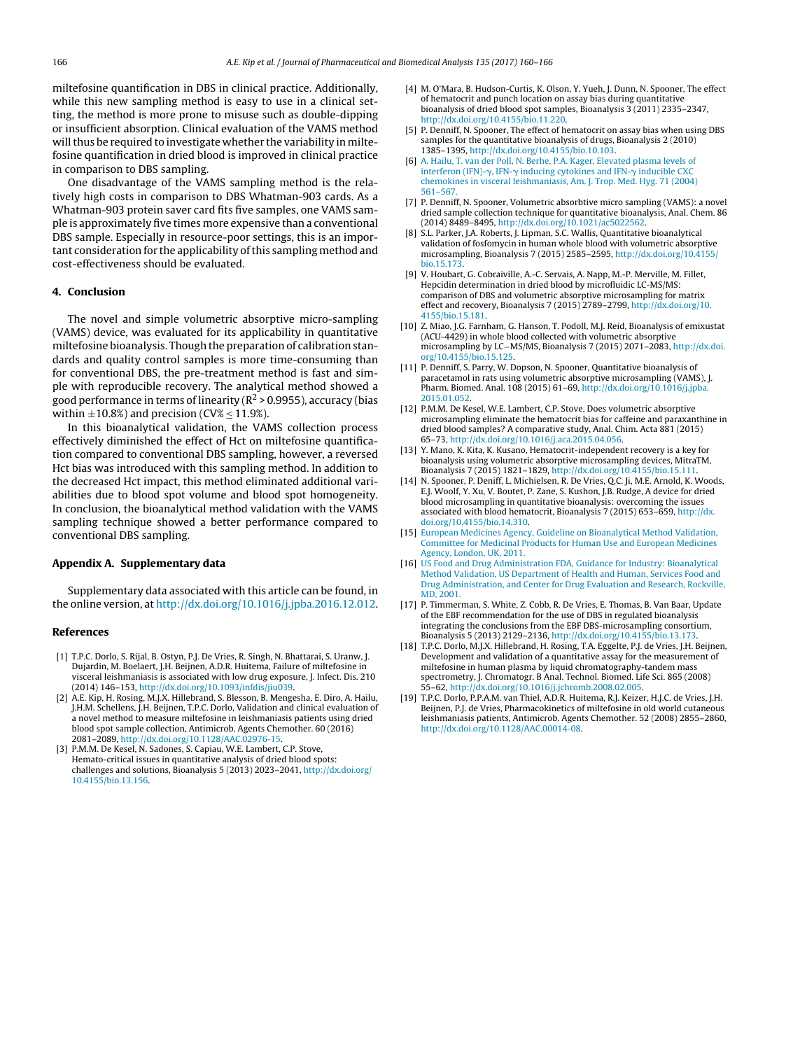miltefosine quantification in DBS in clinical practice. Additionally, while this new sampling method is easy to use in a clinical setting, the method is more prone to misuse such as double-dipping or insufficient absorption. Clinical evaluation of the VAMS method will thus be required to investigate whether the variability in miltefosine quantification in dried blood is improved in clinical practice in comparison to DBS sampling.

One disadvantage of the VAMS sampling method is the relatively high costs in comparison to DBS Whatman-903 cards. As a Whatman-903 protein saver card fits five samples, one VAMS sample is approximately five times more expensive than a conventional DBS sample. Especially in resource-poor settings, this is an important consideration for the applicability of this sampling method and cost-effectiveness should be evaluated.

## 4. Conclusion

The novel and simple volumetric absorptive micro-sampling (VAMS) device, was evaluated for its applicability in quantitative miltefosine bioanalysis. Though the preparation of calibration standards and quality control samples is more time-consuming than for conventional DBS, the pre-treatment method is fast and simple with reproducible recovery. The analytical method showed a good performance in terms of linearity ($R^2 > 0.9955$), accuracy (bias within $\pm 10.8\%$) and precision ($CV\% \leq 11.9\%$).

In this bioanalytical validation, the VAMS collection process effectively diminished the effect of Hct on miltefosine quantification compared to conventional DBS sampling, however, a reversed Hct bias was introduced with this sampling method. In addition to the decreased Hct impact, this method eliminated additional variabilities due to blood spot volume and blood spot homogeneity. In conclusion, the bioanalytical method validation with the VAMS sampling technique showed a better performance compared to conventional DBS sampling.

## Appendix A. Supplementary data

Supplementary data associated with this article can be found, in the online version, at http://dx.doi.org/10.1016/j.jpba.2016.12.012.

## References

[1] T.P.C. Dorlo, S. Rijal, B. Ostyn, P.J. De Vries, R. Singh, N. Bhattarai, S. Uranw, J. Dujardin, M. Boelaert, J.H. Beijnen, A.D.R. Huitema, Failure of miltefosine in visceral leishmaniasis is associated with low drug exposure, J. Infect. Dis. 210 (2014) 146–153, http://dx.doi.org/10.1093/infdis/jiu039.

[2] A.E. Kip, H. Rosing, M.J.X. Hillebrand, S. Blesson, B. Mengesha, E. Diro, A. Hailu, J.H.M. Schellens, J.H. Beijnen, T.P.C. Dorlo, Validation and clinical evaluation of a novel method to measure miltefosine in leishmaniasis patients using dried blood spot sample collection, Antimicrob. Agents Chemother. 60 (2016) 2081–2089, http://dx.doi.org/10.1128/AAC.02976-15.

[3] P.M.M. De Kesel, N. Sadones, S. Capiau, W.E. Lambert, C.P. Stove, Hemato-critical issues in quantitative analysis of dried blood spots: challenges and solutions, Bioanalysis 5 (2013) 2023–2041, http://dx.doi.org/10.4155/bio.13.156.

[4] M. O'Mara, B. Hudson-Curtis, K. Olson, Y. Yueh, J. Dunn, N. Spooner, The effect of hematocrit and punch location on assay bias during quantitative bioanalysis of dried blood spot samples, Bioanalysis 3 (2011) 2335–2347, http://dx.doi.org/10.4155/bio.11.220.

[5] P. Denniff, N. Spooner, The effect of hematocrit on assay bias when using DBS samples for the quantitative bioanalysis of drugs, Bioanalysis 2 (2010) 1385–1395, http://dx.doi.org/10.4155/bio.10.103.

[6] A. Hailu, T. van der Poll, N. Berhe, P.A. Kager, Elevated plasma levels of interferon (IFN)-γ, IFN-γ inducing cytokines and IFN-γ inducible CXC chemokines in visceral leishmaniasis, Am. J. Trop. Med. Hyg. 71 (2004) 561–567.

[7] P. Denniff, N. Spooner, Volumetric absorbtive micro sampling (VAMS): a novel dried sample collection technique for quantitative bioanalysis, Anal. Chem. 86 (2014) 8489–8495, http://dx.doi.org/10.1021/ac5022562.

[8] S.L. Parker, J.A. Roberts, J. Lipman, S.C. Wallis, Quantitative bioanalytical validation of fosfomycin in human whole blood with volumetric absorptive microsampling, Bioanalysis 7 (2015) 2585–2595, http://dx.doi.org/10.4155/bio.15.173.

[9] V. Houbart, G. Cobraiville, A.-C. Servais, A. Napp, M.-P. Merville, M. Fillet, Hepcidin determination in dried blood by microfluidic LC-MS/MS: comparison of DBS and volumetric absorptive microsampling for matrix effect and recovery, Bioanalysis 7 (2015) 2789–2799, http://dx.doi.org/10.4155/bio.15.181.

[10] Z. Miao, J.G. Farnham, G. Hanson, T. Podoll, M.J. Reid, Bioanalysis of emixustat (ACU-4429) in whole blood collected with volumetric absorptive microsampling by LC–MS/MS, Bioanalysis 7 (2015) 2071–2083, http://dx.doi.org/10.4155/bio.15.125.

[11] P. Denniff, S. Parry, W. Dopson, N. Spooner, Quantitative bioanalysis of paracetamol in rats using volumetric absorptive microsampling (VAMS), J. Pharm. Biomed. Anal. 108 (2015) 61–69, http://dx.doi.org/10.1016/j.jpba.2015.01.052.

[12] P.M.M. De Kesel, W.E. Lambert, C.P. Stove, Does volumetric absorptive microsampling eliminate the hematocrit bias for caffeine and paraxanthine in dried blood samples? A comparative study, Anal. Chim. Acta 881 (2015) 65–73, http://dx.doi.org/10.1016/j.aca.2015.04.056.

[13] Y. Mano, K. Kita, K. Kusano, Hematocrit-independent recovery is a key for bioanalysis using volumetric absorptive microsampling devices, MitraTM, Bioanalysis 7 (2015) 1821–1829, http://dx.doi.org/10.4155/bio.15.111.

[14] N. Spooner, P. Deniff, L. Michielsen, R. De Vries, Q.C. Ji, M.E. Arnold, K. Woods, E.J. Woolf, Y. Xu, V. Boutet, P. Zane, S. Kushon, J.B. Rudge, A device for dried blood microsampling in quantitative bioanalysis: overcoming the issues associated with blood hematocrit, Bioanalysis 7 (2015) 653–659, http://dx.doi.org/10.4155/bio.14.310.

[15] European Medicines Agency, Guideline on Bioanalytical Method Validation, Committee for Medicinal Products for Human Use and European Medicines Agency, London, UK, 2011.

[16] US Food and Drug Administration FDA, Guidance for Industry: Bioanalytical Method Validation, US Department of Health and Human, Services Food and Drug Administration, and Center for Drug Evaluation and Research, Rockville, MD, 2001.

[17] P. Timmerman, S. White, Z. Cobb, R. De Vries, E. Thomas, B. Van Baar, Update of the EBF recommendation for the use of DBS in regulated bioanalysis integrating the conclusions from the EBF DBS-microsampling consortium, Bioanalysis 5 (2013) 2129–2136, http://dx.doi.org/10.4155/bio.13.173.

[18] T.P.C. Dorlo, M.J.X. Hillebrand, H. Rosing, T.A. Eggelte, P.J. de Vries, J.H. Beijnen, Development and validation of a quantitative assay for the measurement of miltefosine in human plasma by liquid chromatography-tandem mass spectrometry, J. Chromatogr. B Anal. Technol. Biomed. Life Sci. 865 (2008) 55–62, http://dx.doi.org/10.1016/j.jchromb.2008.02.005.

[19] T.P.C. Dorlo, P.P.A.M. van Thiel, A.D.R. Huitema, R.J. Keizer, H.J.C. de Vries, J.H. Beijnen, P.J. de Vries, Pharmacokinetics of miltefosine in old world cutaneous leishmaniasis patients, Antimicrob. Agents Chemother. 52 (2008) 2855–2860, http://dx.doi.org/10.1128/AAC.00014-08.